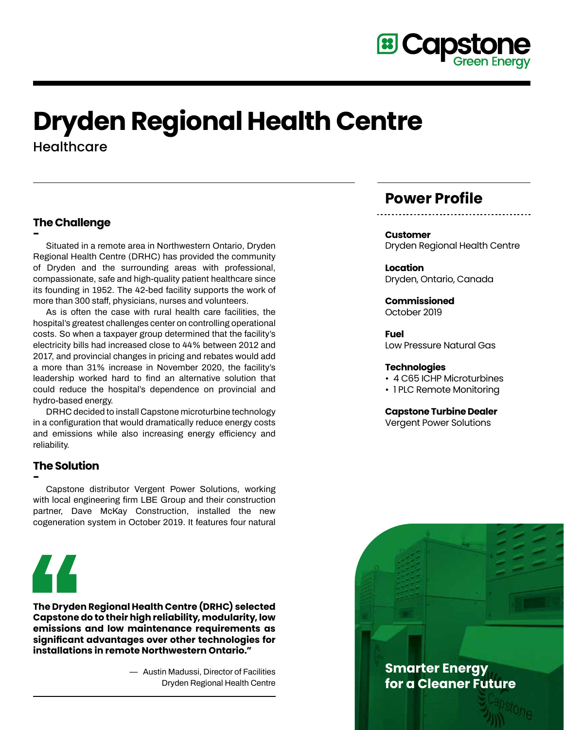# Dryden Regional Health Centre

Healthcare

## The Challenge

Situated in a remote area in Northwestern Ontario, Dryden Regional Health Centre (DRHC) has provided the community of Dryden and the surrounding areas with professional, compassionate, safe and high-quality patient healthcare since its founding in 1952. The 42-bed facility supports the work of more than 300 staff, physicians, nurses and volunteers.

As is often the case with rural health care facilities, the hospital's greatest challenges center on controlling operational costs. So when a taxpayer group determined that the facility's electricity bills had increased close to 44% between 2012 and 2017, and provincial changes in pricing and rebates would add a more than 31% increase in November 2020, the facility's leadership worked hard to find an alternative solution that could reduce the hospital's dependence on provincial and hydro-based energy.

DRHC decided to install Capstone microturbine technology in a configuration that would dramatically reduce energy costs and emissions while also increasing energy efficiency and reliability.

## The Solution

Capstone distributor Vergent Power Solutions, working with local engineering firm LBE Group and their construction partner, Dave McKay Construction, installed the new cogeneration system in October 2019. It features four natural

> **The Dryden Regional Health Centre (DRHC) selected Capstone do to their high reliability, modularity, low emissions and low maintenance requirements as significant advantages over other technologies for installations in remote Northwestern Ontario."**
>
> — Austin Madussi, Director of Facilities
> Dryden Regional Health Centre

## Power Profile

**Customer**
Dryden Regional Health Centre

**Location**
Dryden, Ontario, Canada

**Commissioned**
October 2019

**Fuel**
Low Pressure Natural Gas

**Technologies**
- 4 C65 ICHP Microturbines
- 1 PLC Remote Monitoring

**Capstone Turbine Dealer**
Vergent Power Solutions

**Smarter Energy for a Cleaner Future**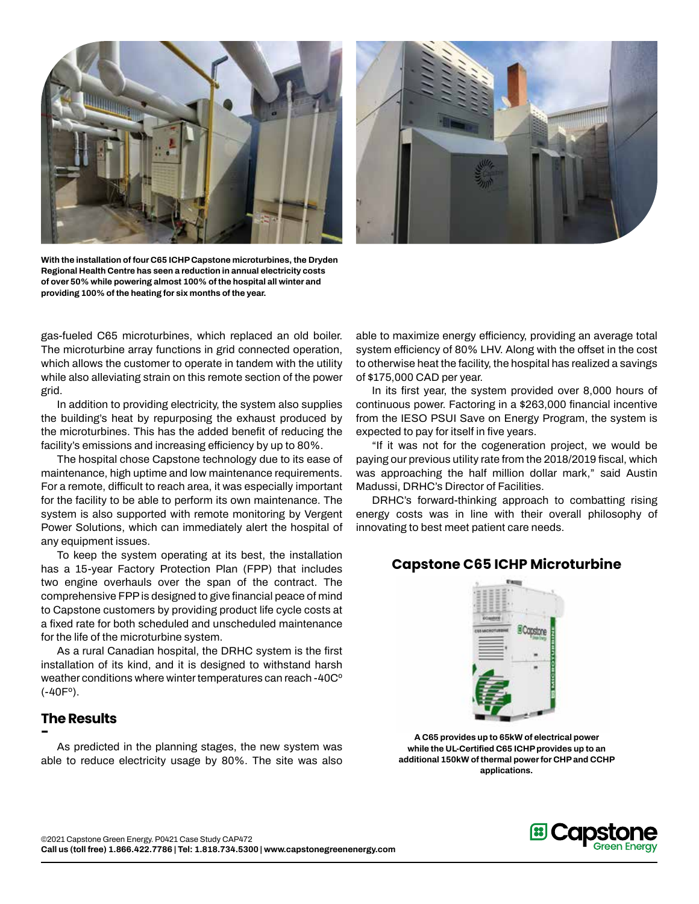With the installation of four C65 ICHP Capstone microturbines, the Dryden Regional Health Centre has seen a reduction in annual electricity costs of over 50% while powering almost 100% of the hospital all winter and providing 100% of the heating for six months of the year.

gas-fueled C65 microturbines, which replaced an old boiler. The microturbine array functions in grid connected operation, which allows the customer to operate in tandem with the utility while also alleviating strain on this remote section of the power grid.

In addition to providing electricity, the system also supplies the building's heat by repurposing the exhaust produced by the microturbines. This has the added benefit of reducing the facility's emissions and increasing efficiency by up to 80%.

The hospital chose Capstone technology due to its ease of maintenance, high uptime and low maintenance requirements. For a remote, difficult to reach area, it was especially important for the facility to be able to perform its own maintenance. The system is also supported with remote monitoring by Vergent Power Solutions, which can immediately alert the hospital of any equipment issues.

To keep the system operating at its best, the installation has a 15-year Factory Protection Plan (FPP) that includes two engine overhauls over the span of the contract. The comprehensive FPP is designed to give financial peace of mind to Capstone customers by providing product life cycle costs at a fixed rate for both scheduled and unscheduled maintenance for the life of the microturbine system.

As a rural Canadian hospital, the DRHC system is the first installation of its kind, and it is designed to withstand harsh weather conditions where winter temperatures can reach -40Cº (-40Fº).

## The Results

As predicted in the planning stages, the new system was able to reduce electricity usage by 80%. The site was also able to maximize energy efficiency, providing an average total system efficiency of 80% LHV. Along with the offset in the cost to otherwise heat the facility, the hospital has realized a savings of $175,000 CAD per year.

In its first year, the system provided over 8,000 hours of continuous power. Factoring in a $263,000 financial incentive from the IESO PSUI Save on Energy Program, the system is expected to pay for itself in five years.

"If it was not for the cogeneration project, we would be paying our previous utility rate from the 2018/2019 fiscal, which was approaching the half million dollar mark," said Austin Madussi, DRHC's Director of Facilities.

DRHC's forward-thinking approach to combatting rising energy costs was in line with their overall philosophy of innovating to best meet patient care needs.

## Capstone C65 ICHP Microturbine

A C65 provides up to 65kW of electrical power while the UL-Certified C65 ICHP provides up to an additional 150kW of thermal power for CHP and CCHP applications.

©2021 Capstone Green Energy. P0421 Case Study CAP472
**Call us (toll free) 1.866.422.7786 | Tel: 1.818.734.5300 | www.capstonegreenenergy.com**